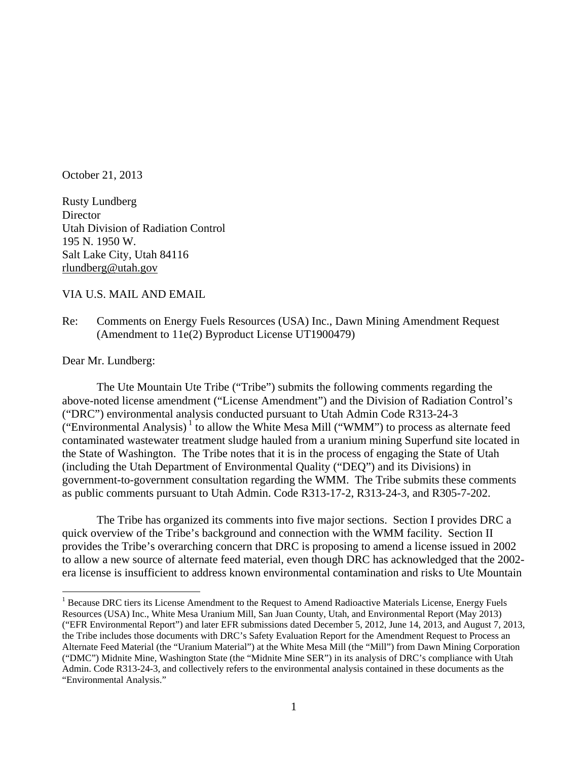October 21, 2013

Rusty Lundberg  
Director  
Utah Division of Radiation Control  
195 N. 1950 W.  
Salt Lake City, Utah 84116  
rlundberg@utah.gov

VIA U.S. MAIL AND EMAIL

Re: Comments on Energy Fuels Resources (USA) Inc., Dawn Mining Amendment Request (Amendment to 11e(2) Byproduct License UT1900479)

Dear Mr. Lundberg:

The Ute Mountain Ute Tribe ("Tribe") submits the following comments regarding the above-noted license amendment ("License Amendment") and the Division of Radiation Control's ("DRC") environmental analysis conducted pursuant to Utah Admin Code R313-24-3 ("Environmental Analysis) [1] to allow the White Mesa Mill ("WMM") to process as alternate feed contaminated wastewater treatment sludge hauled from a uranium mining Superfund site located in the State of Washington. The Tribe notes that it is in the process of engaging the State of Utah (including the Utah Department of Environmental Quality ("DEQ") and its Divisions) in government-to-government consultation regarding the WMM. The Tribe submits these comments as public comments pursuant to Utah Admin. Code R313-17-2, R313-24-3, and R305-7-202.

The Tribe has organized its comments into five major sections. Section I provides DRC a quick overview of the Tribe's background and connection with the WMM facility. Section II provides the Tribe's overarching concern that DRC is proposing to amend a license issued in 2002 to allow a new source of alternate feed material, even though DRC has acknowledged that the 2002-era license is insufficient to address known environmental contamination and risks to Ute Mountain

[1] Because DRC tiers its License Amendment to the Request to Amend Radioactive Materials License, Energy Fuels Resources (USA) Inc., White Mesa Uranium Mill, San Juan County, Utah, and Environmental Report (May 2013) ("EFR Environmental Report") and later EFR submissions dated December 5, 2012, June 14, 2013, and August 7, 2013, the Tribe includes those documents with DRC's Safety Evaluation Report for the Amendment Request to Process an Alternate Feed Material (the "Uranium Material") at the White Mesa Mill (the "Mill") from Dawn Mining Corporation ("DMC") Midnite Mine, Washington State (the "Midnite Mine SER") in its analysis of DRC's compliance with Utah Admin. Code R313-24-3, and collectively refers to the environmental analysis contained in these documents as the "Environmental Analysis."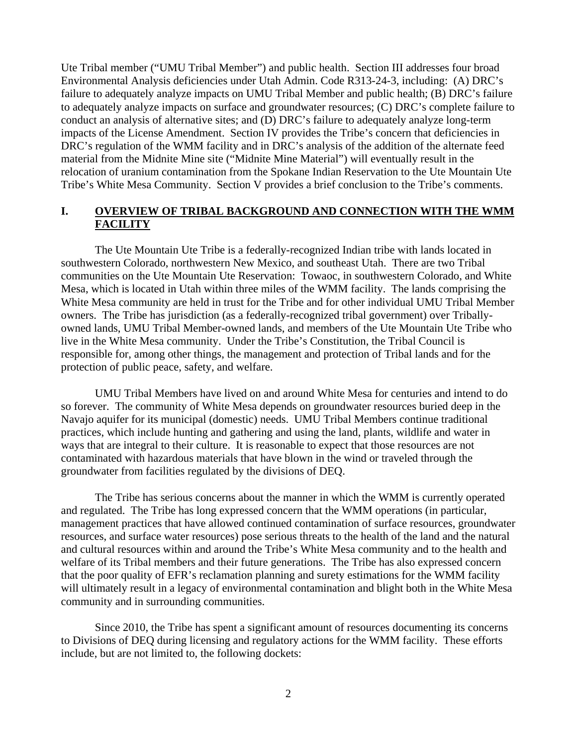Ute Tribal member ("UMU Tribal Member") and public health. Section III addresses four broad Environmental Analysis deficiencies under Utah Admin. Code R313-24-3, including: (A) DRC's failure to adequately analyze impacts on UMU Tribal Member and public health; (B) DRC's failure to adequately analyze impacts on surface and groundwater resources; (C) DRC's complete failure to conduct an analysis of alternative sites; and (D) DRC's failure to adequately analyze long-term impacts of the License Amendment. Section IV provides the Tribe's concern that deficiencies in DRC's regulation of the WMM facility and in DRC's analysis of the addition of the alternate feed material from the Midnite Mine site ("Midnite Mine Material") will eventually result in the relocation of uranium contamination from the Spokane Indian Reservation to the Ute Mountain Ute Tribe's White Mesa Community. Section V provides a brief conclusion to the Tribe's comments.

## I. OVERVIEW OF TRIBAL BACKGROUND AND CONNECTION WITH THE WMM FACILITY

The Ute Mountain Ute Tribe is a federally-recognized Indian tribe with lands located in southwestern Colorado, northwestern New Mexico, and southeast Utah. There are two Tribal communities on the Ute Mountain Ute Reservation: Towaoc, in southwestern Colorado, and White Mesa, which is located in Utah within three miles of the WMM facility. The lands comprising the White Mesa community are held in trust for the Tribe and for other individual UMU Tribal Member owners. The Tribe has jurisdiction (as a federally-recognized tribal government) over Tribally-owned lands, UMU Tribal Member-owned lands, and members of the Ute Mountain Ute Tribe who live in the White Mesa community. Under the Tribe's Constitution, the Tribal Council is responsible for, among other things, the management and protection of Tribal lands and for the protection of public peace, safety, and welfare.

UMU Tribal Members have lived on and around White Mesa for centuries and intend to do so forever. The community of White Mesa depends on groundwater resources buried deep in the Navajo aquifer for its municipal (domestic) needs. UMU Tribal Members continue traditional practices, which include hunting and gathering and using the land, plants, wildlife and water in ways that are integral to their culture. It is reasonable to expect that those resources are not contaminated with hazardous materials that have blown in the wind or traveled through the groundwater from facilities regulated by the divisions of DEQ.

The Tribe has serious concerns about the manner in which the WMM is currently operated and regulated. The Tribe has long expressed concern that the WMM operations (in particular, management practices that have allowed continued contamination of surface resources, groundwater resources, and surface water resources) pose serious threats to the health of the land and the natural and cultural resources within and around the Tribe's White Mesa community and to the health and welfare of its Tribal members and their future generations. The Tribe has also expressed concern that the poor quality of EFR's reclamation planning and surety estimations for the WMM facility will ultimately result in a legacy of environmental contamination and blight both in the White Mesa community and in surrounding communities.

Since 2010, the Tribe has spent a significant amount of resources documenting its concerns to Divisions of DEQ during licensing and regulatory actions for the WMM facility. These efforts include, but are not limited to, the following dockets: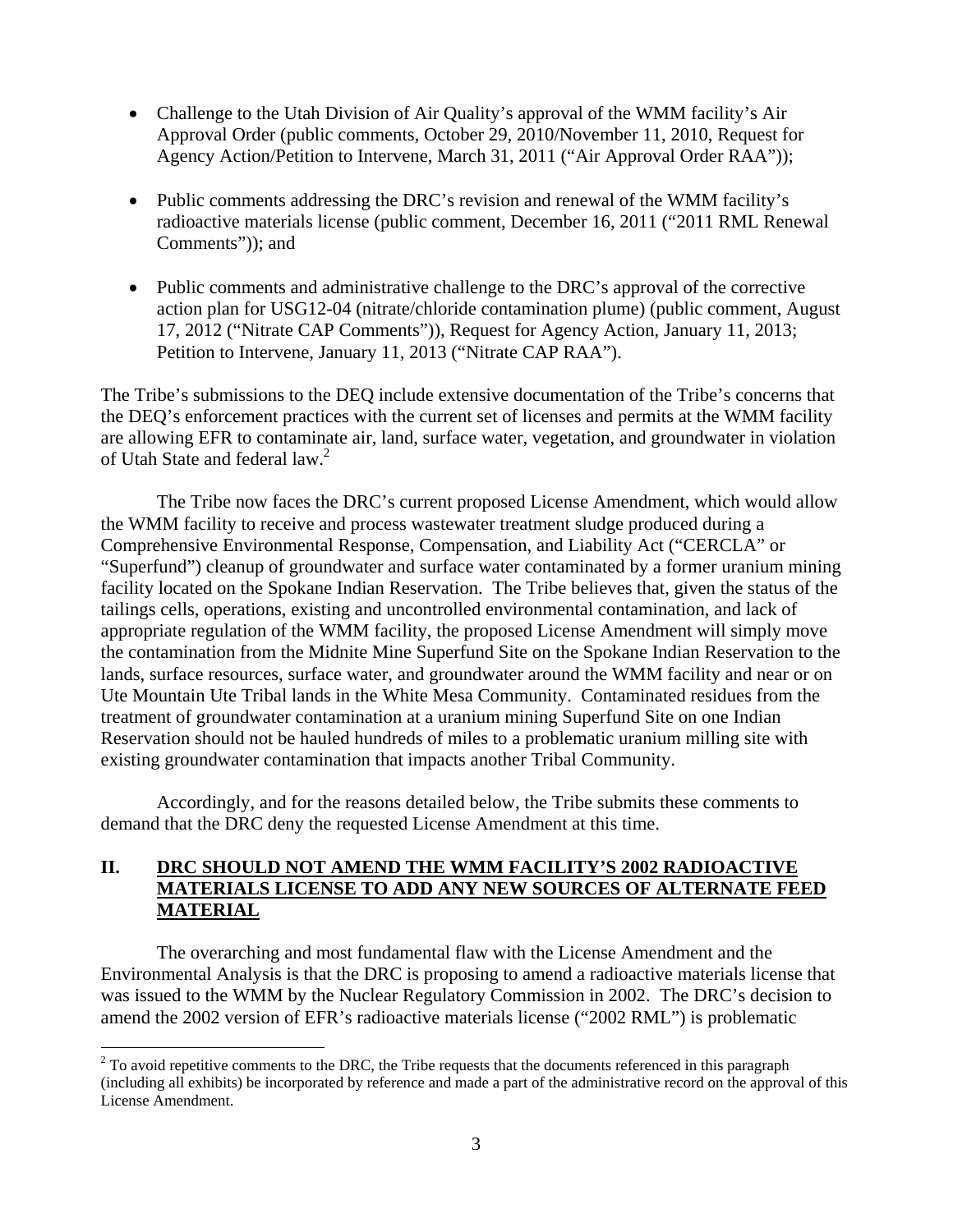- Challenge to the Utah Division of Air Quality's approval of the WMM facility's Air Approval Order (public comments, October 29, 2010/November 11, 2010, Request for Agency Action/Petition to Intervene, March 31, 2011 ("Air Approval Order RAA"));

- Public comments addressing the DRC's revision and renewal of the WMM facility's radioactive materials license (public comment, December 16, 2011 ("2011 RML Renewal Comments")); and

- Public comments and administrative challenge to the DRC's approval of the corrective action plan for USG12-04 (nitrate/chloride contamination plume) (public comment, August 17, 2012 ("Nitrate CAP Comments")), Request for Agency Action, January 11, 2013; Petition to Intervene, January 11, 2013 ("Nitrate CAP RAA").

The Tribe's submissions to the DEQ include extensive documentation of the Tribe's concerns that the DEQ's enforcement practices with the current set of licenses and permits at the WMM facility are allowing EFR to contaminate air, land, surface water, vegetation, and groundwater in violation of Utah State and federal law.[2]

The Tribe now faces the DRC's current proposed License Amendment, which would allow the WMM facility to receive and process wastewater treatment sludge produced during a Comprehensive Environmental Response, Compensation, and Liability Act ("CERCLA" or "Superfund") cleanup of groundwater and surface water contaminated by a former uranium mining facility located on the Spokane Indian Reservation. The Tribe believes that, given the status of the tailings cells, operations, existing and uncontrolled environmental contamination, and lack of appropriate regulation of the WMM facility, the proposed License Amendment will simply move the contamination from the Midnite Mine Superfund Site on the Spokane Indian Reservation to the lands, surface resources, surface water, and groundwater around the WMM facility and near or on Ute Mountain Ute Tribal lands in the White Mesa Community. Contaminated residues from the treatment of groundwater contamination at a uranium mining Superfund Site on one Indian Reservation should not be hauled hundreds of miles to a problematic uranium milling site with existing groundwater contamination that impacts another Tribal Community.

Accordingly, and for the reasons detailed below, the Tribe submits these comments to demand that the DRC deny the requested License Amendment at this time.

## II. DRC SHOULD NOT AMEND THE WMM FACILITY'S 2002 RADIOACTIVE MATERIALS LICENSE TO ADD ANY NEW SOURCES OF ALTERNATE FEED MATERIAL

The overarching and most fundamental flaw with the License Amendment and the Environmental Analysis is that the DRC is proposing to amend a radioactive materials license that was issued to the WMM by the Nuclear Regulatory Commission in 2002. The DRC's decision to amend the 2002 version of EFR's radioactive materials license ("2002 RML") is problematic

[2] To avoid repetitive comments to the DRC, the Tribe requests that the documents referenced in this paragraph (including all exhibits) be incorporated by reference and made a part of the administrative record on the approval of this License Amendment.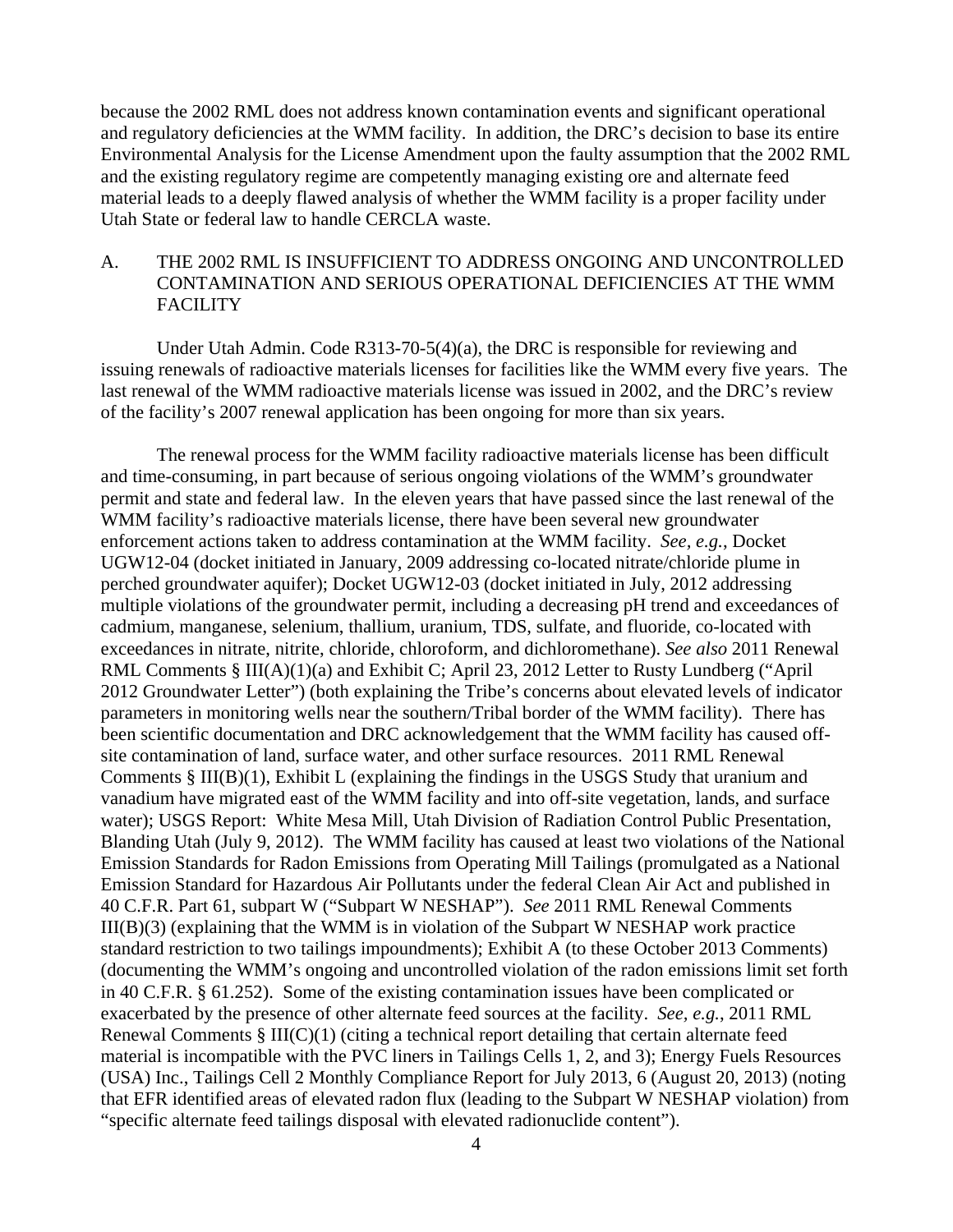because the 2002 RML does not address known contamination events and significant operational and regulatory deficiencies at the WMM facility. In addition, the DRC's decision to base its entire Environmental Analysis for the License Amendment upon the faulty assumption that the 2002 RML and the existing regulatory regime are competently managing existing ore and alternate feed material leads to a deeply flawed analysis of whether the WMM facility is a proper facility under Utah State or federal law to handle CERCLA waste.

## A. THE 2002 RML IS INSUFFICIENT TO ADDRESS ONGOING AND UNCONTROLLED CONTAMINATION AND SERIOUS OPERATIONAL DEFICIENCIES AT THE WMM FACILITY

Under Utah Admin. Code R313-70-5(4)(a), the DRC is responsible for reviewing and issuing renewals of radioactive materials licenses for facilities like the WMM every five years. The last renewal of the WMM radioactive materials license was issued in 2002, and the DRC's review of the facility's 2007 renewal application has been ongoing for more than six years.

The renewal process for the WMM facility radioactive materials license has been difficult and time-consuming, in part because of serious ongoing violations of the WMM's groundwater permit and state and federal law. In the eleven years that have passed since the last renewal of the WMM facility's radioactive materials license, there have been several new groundwater enforcement actions taken to address contamination at the WMM facility. *See, e.g.*, Docket UGW12-04 (docket initiated in January, 2009 addressing co-located nitrate/chloride plume in perched groundwater aquifer); Docket UGW12-03 (docket initiated in July, 2012 addressing multiple violations of the groundwater permit, including a decreasing pH trend and exceedances of cadmium, manganese, selenium, thallium, uranium, TDS, sulfate, and fluoride, co-located with exceedances in nitrate, nitrite, chloride, chloroform, and dichloromethane). *See also* 2011 Renewal RML Comments § III(A)(1)(a) and Exhibit C; April 23, 2012 Letter to Rusty Lundberg ("April 2012 Groundwater Letter") (both explaining the Tribe's concerns about elevated levels of indicator parameters in monitoring wells near the southern/Tribal border of the WMM facility). There has been scientific documentation and DRC acknowledgement that the WMM facility has caused off-site contamination of land, surface water, and other surface resources. 2011 RML Renewal Comments § III(B)(1), Exhibit L (explaining the findings in the USGS Study that uranium and vanadium have migrated east of the WMM facility and into off-site vegetation, lands, and surface water); USGS Report: White Mesa Mill, Utah Division of Radiation Control Public Presentation, Blanding Utah (July 9, 2012). The WMM facility has caused at least two violations of the National Emission Standards for Radon Emissions from Operating Mill Tailings (promulgated as a National Emission Standard for Hazardous Air Pollutants under the federal Clean Air Act and published in 40 C.F.R. Part 61, subpart W ("Subpart W NESHAP"). *See* 2011 RML Renewal Comments III(B)(3) (explaining that the WMM is in violation of the Subpart W NESHAP work practice standard restriction to two tailings impoundments); Exhibit A (to these October 2013 Comments) (documenting the WMM's ongoing and uncontrolled violation of the radon emissions limit set forth in 40 C.F.R. § 61.252). Some of the existing contamination issues have been complicated or exacerbated by the presence of other alternate feed sources at the facility. *See, e.g.*, 2011 RML Renewal Comments § III(C)(1) (citing a technical report detailing that certain alternate feed material is incompatible with the PVC liners in Tailings Cells 1, 2, and 3); Energy Fuels Resources (USA) Inc., Tailings Cell 2 Monthly Compliance Report for July 2013, 6 (August 20, 2013) (noting that EFR identified areas of elevated radon flux (leading to the Subpart W NESHAP violation) from "specific alternate feed tailings disposal with elevated radionuclide content").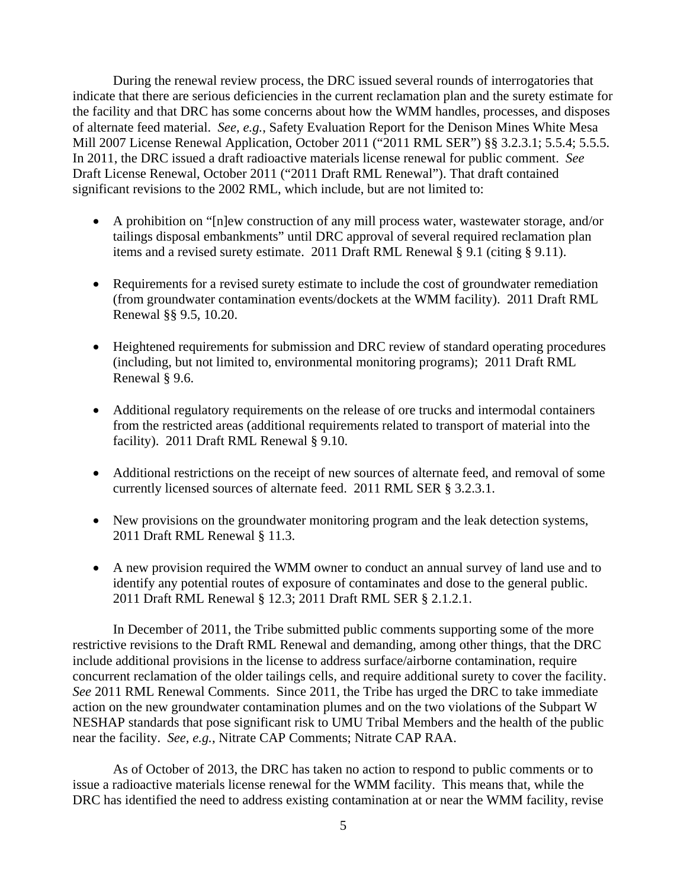During the renewal review process, the DRC issued several rounds of interrogatories that indicate that there are serious deficiencies in the current reclamation plan and the surety estimate for the facility and that DRC has some concerns about how the WMM handles, processes, and disposes of alternate feed material. *See, e.g.*, Safety Evaluation Report for the Denison Mines White Mesa Mill 2007 License Renewal Application, October 2011 ("2011 RML SER") §§ 3.2.3.1; 5.5.4; 5.5.5. In 2011, the DRC issued a draft radioactive materials license renewal for public comment. *See* Draft License Renewal, October 2011 ("2011 Draft RML Renewal"). That draft contained significant revisions to the 2002 RML, which include, but are not limited to:

- A prohibition on "[n]ew construction of any mill process water, wastewater storage, and/or tailings disposal embankments" until DRC approval of several required reclamation plan items and a revised surety estimate. 2011 Draft RML Renewal § 9.1 (citing § 9.11).
- Requirements for a revised surety estimate to include the cost of groundwater remediation (from groundwater contamination events/dockets at the WMM facility). 2011 Draft RML Renewal §§ 9.5, 10.20.
- Heightened requirements for submission and DRC review of standard operating procedures (including, but not limited to, environmental monitoring programs); 2011 Draft RML Renewal § 9.6.
- Additional regulatory requirements on the release of ore trucks and intermodal containers from the restricted areas (additional requirements related to transport of material into the facility). 2011 Draft RML Renewal § 9.10.
- Additional restrictions on the receipt of new sources of alternate feed, and removal of some currently licensed sources of alternate feed. 2011 RML SER § 3.2.3.1.
- New provisions on the groundwater monitoring program and the leak detection systems, 2011 Draft RML Renewal § 11.3.
- A new provision required the WMM owner to conduct an annual survey of land use and to identify any potential routes of exposure of contaminates and dose to the general public. 2011 Draft RML Renewal § 12.3; 2011 Draft RML SER § 2.1.2.1.

In December of 2011, the Tribe submitted public comments supporting some of the more restrictive revisions to the Draft RML Renewal and demanding, among other things, that the DRC include additional provisions in the license to address surface/airborne contamination, require concurrent reclamation of the older tailings cells, and require additional surety to cover the facility. *See* 2011 RML Renewal Comments. Since 2011, the Tribe has urged the DRC to take immediate action on the new groundwater contamination plumes and on the two violations of the Subpart W NESHAP standards that pose significant risk to UMU Tribal Members and the health of the public near the facility. *See, e.g.*, Nitrate CAP Comments; Nitrate CAP RAA.

As of October of 2013, the DRC has taken no action to respond to public comments or to issue a radioactive materials license renewal for the WMM facility. This means that, while the DRC has identified the need to address existing contamination at or near the WMM facility, revise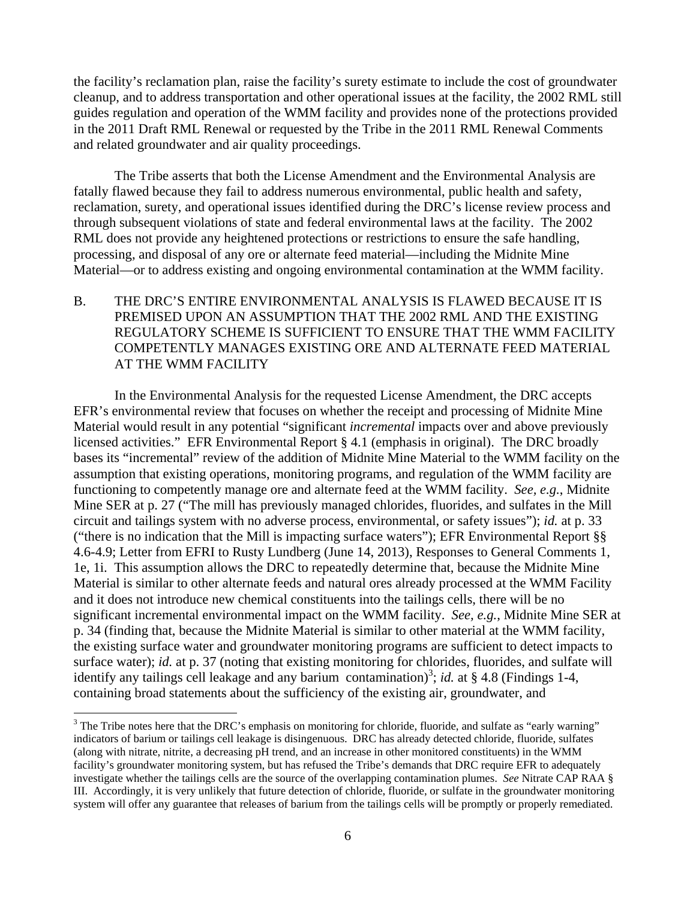the facility's reclamation plan, raise the facility's surety estimate to include the cost of groundwater cleanup, and to address transportation and other operational issues at the facility, the 2002 RML still guides regulation and operation of the WMM facility and provides none of the protections provided in the 2011 Draft RML Renewal or requested by the Tribe in the 2011 RML Renewal Comments and related groundwater and air quality proceedings.

The Tribe asserts that both the License Amendment and the Environmental Analysis are fatally flawed because they fail to address numerous environmental, public health and safety, reclamation, surety, and operational issues identified during the DRC's license review process and through subsequent violations of state and federal environmental laws at the facility. The 2002 RML does not provide any heightened protections or restrictions to ensure the safe handling, processing, and disposal of any ore or alternate feed material—including the Midnite Mine Material—or to address existing and ongoing environmental contamination at the WMM facility.

## B. THE DRC'S ENTIRE ENVIRONMENTAL ANALYSIS IS FLAWED BECAUSE IT IS PREMISED UPON AN ASSUMPTION THAT THE 2002 RML AND THE EXISTING REGULATORY SCHEME IS SUFFICIENT TO ENSURE THAT THE WMM FACILITY COMPETENTLY MANAGES EXISTING ORE AND ALTERNATE FEED MATERIAL AT THE WMM FACILITY

In the Environmental Analysis for the requested License Amendment, the DRC accepts EFR's environmental review that focuses on whether the receipt and processing of Midnite Mine Material would result in any potential "significant *incremental* impacts over and above previously licensed activities." EFR Environmental Report § 4.1 (emphasis in original). The DRC broadly bases its "incremental" review of the addition of Midnite Mine Material to the WMM facility on the assumption that existing operations, monitoring programs, and regulation of the WMM facility are functioning to competently manage ore and alternate feed at the WMM facility. *See, e.g.*, Midnite Mine SER at p. 27 ("The mill has previously managed chlorides, fluorides, and sulfates in the Mill circuit and tailings system with no adverse process, environmental, or safety issues"); *id.* at p. 33 ("there is no indication that the Mill is impacting surface waters"); EFR Environmental Report §§ 4.6-4.9; Letter from EFRI to Rusty Lundberg (June 14, 2013), Responses to General Comments 1, 1e, 1i. This assumption allows the DRC to repeatedly determine that, because the Midnite Mine Material is similar to other alternate feeds and natural ores already processed at the WMM Facility and it does not introduce new chemical constituents into the tailings cells, there will be no significant incremental environmental impact on the WMM facility. *See, e.g.*, Midnite Mine SER at p. 34 (finding that, because the Midnite Material is similar to other material at the WMM facility, the existing surface water and groundwater monitoring programs are sufficient to detect impacts to surface water); *id.* at p. 37 (noting that existing monitoring for chlorides, fluorides, and sulfate will identify any tailings cell leakage and any barium contamination)[3]; *id.* at § 4.8 (Findings 1-4, containing broad statements about the sufficiency of the existing air, groundwater, and

[3] The Tribe notes here that the DRC's emphasis on monitoring for chloride, fluoride, and sulfate as "early warning" indicators of barium or tailings cell leakage is disingenuous. DRC has already detected chloride, fluoride, sulfates (along with nitrate, nitrite, a decreasing pH trend, and an increase in other monitored constituents) in the WMM facility's groundwater monitoring system, but has refused the Tribe's demands that DRC require EFR to adequately investigate whether the tailings cells are the source of the overlapping contamination plumes. *See* Nitrate CAP RAA § III. Accordingly, it is very unlikely that future detection of chloride, fluoride, or sulfate in the groundwater monitoring system will offer any guarantee that releases of barium from the tailings cells will be promptly or properly remediated.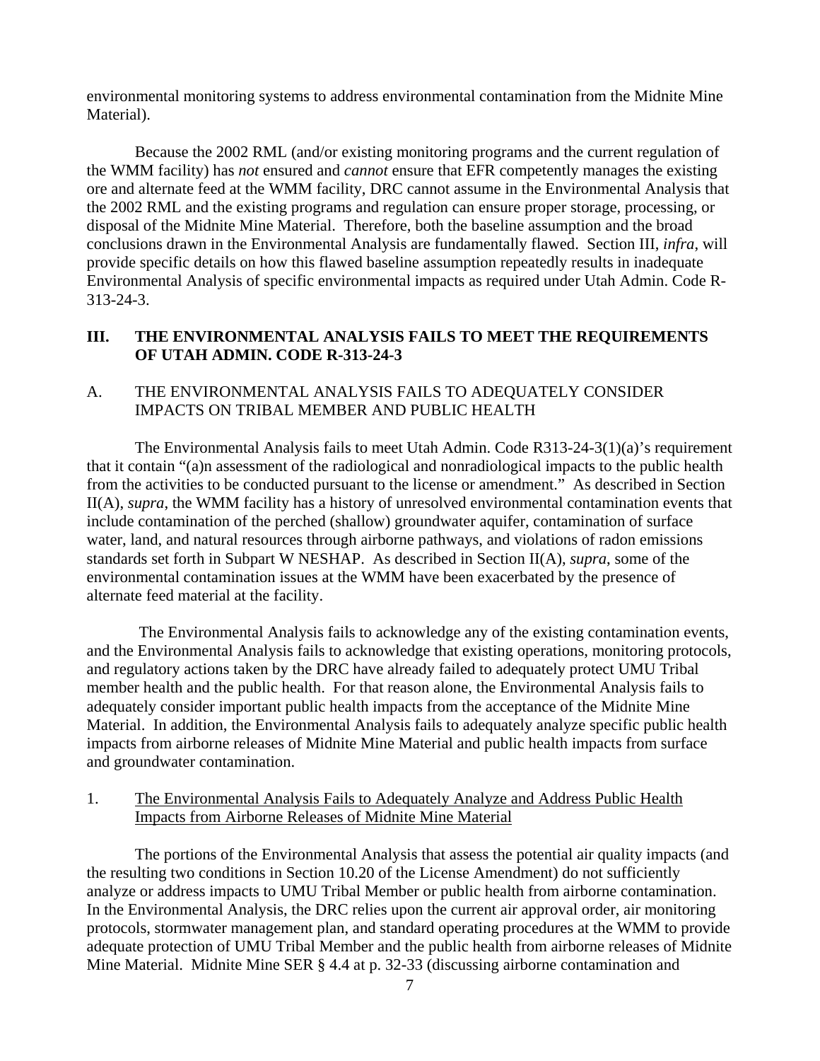environmental monitoring systems to address environmental contamination from the Midnite Mine Material).

Because the 2002 RML (and/or existing monitoring programs and the current regulation of the WMM facility) has *not* ensured and *cannot* ensure that EFR competently manages the existing ore and alternate feed at the WMM facility, DRC cannot assume in the Environmental Analysis that the 2002 RML and the existing programs and regulation can ensure proper storage, processing, or disposal of the Midnite Mine Material. Therefore, both the baseline assumption and the broad conclusions drawn in the Environmental Analysis are fundamentally flawed. Section III, *infra*, will provide specific details on how this flawed baseline assumption repeatedly results in inadequate Environmental Analysis of specific environmental impacts as required under Utah Admin. Code R-313-24-3.

## III. THE ENVIRONMENTAL ANALYSIS FAILS TO MEET THE REQUIREMENTS OF UTAH ADMIN. CODE R-313-24-3

### A. THE ENVIRONMENTAL ANALYSIS FAILS TO ADEQUATELY CONSIDER IMPACTS ON TRIBAL MEMBER AND PUBLIC HEALTH

The Environmental Analysis fails to meet Utah Admin. Code R313-24-3(1)(a)'s requirement that it contain "(a)n assessment of the radiological and nonradiological impacts to the public health from the activities to be conducted pursuant to the license or amendment." As described in Section II(A), *supra*, the WMM facility has a history of unresolved environmental contamination events that include contamination of the perched (shallow) groundwater aquifer, contamination of surface water, land, and natural resources through airborne pathways, and violations of radon emissions standards set forth in Subpart W NESHAP. As described in Section II(A), *supra*, some of the environmental contamination issues at the WMM have been exacerbated by the presence of alternate feed material at the facility.

The Environmental Analysis fails to acknowledge any of the existing contamination events, and the Environmental Analysis fails to acknowledge that existing operations, monitoring protocols, and regulatory actions taken by the DRC have already failed to adequately protect UMU Tribal member health and the public health. For that reason alone, the Environmental Analysis fails to adequately consider important public health impacts from the acceptance of the Midnite Mine Material. In addition, the Environmental Analysis fails to adequately analyze specific public health impacts from airborne releases of Midnite Mine Material and public health impacts from surface and groundwater contamination.

#### 1. <u>The Environmental Analysis Fails to Adequately Analyze and Address Public Health Impacts from Airborne Releases of Midnite Mine Material</u>

The portions of the Environmental Analysis that assess the potential air quality impacts (and the resulting two conditions in Section 10.20 of the License Amendment) do not sufficiently analyze or address impacts to UMU Tribal Member or public health from airborne contamination. In the Environmental Analysis, the DRC relies upon the current air approval order, air monitoring protocols, stormwater management plan, and standard operating procedures at the WMM to provide adequate protection of UMU Tribal Member and the public health from airborne releases of Midnite Mine Material. Midnite Mine SER § 4.4 at p. 32-33 (discussing airborne contamination and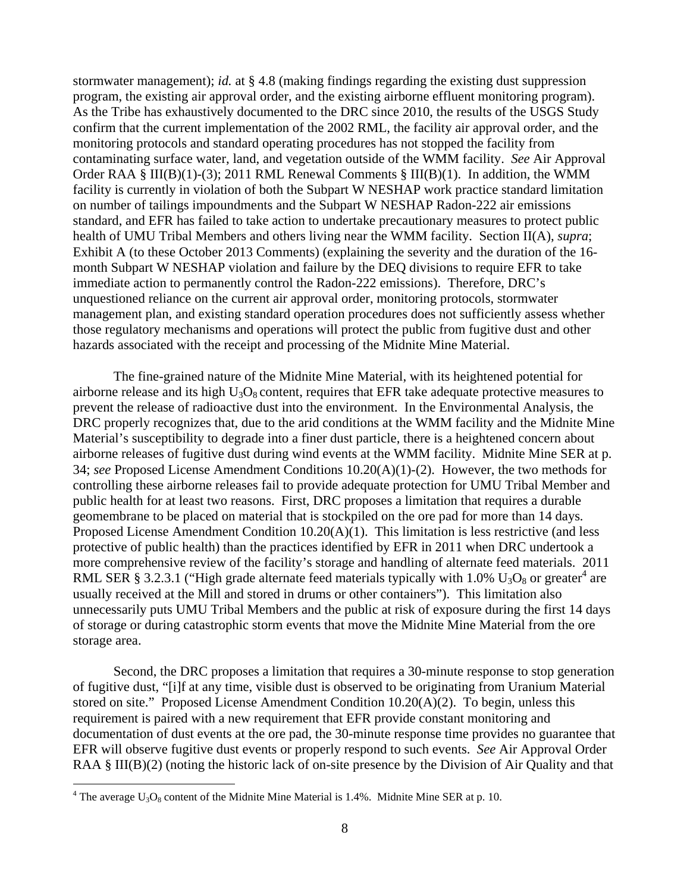stormwater management); *id.* at § 4.8 (making findings regarding the existing dust suppression program, the existing air approval order, and the existing airborne effluent monitoring program). As the Tribe has exhaustively documented to the DRC since 2010, the results of the USGS Study confirm that the current implementation of the 2002 RML, the facility air approval order, and the monitoring protocols and standard operating procedures has not stopped the facility from contaminating surface water, land, and vegetation outside of the WMM facility. *See* Air Approval Order RAA § III(B)(1)-(3); 2011 RML Renewal Comments § III(B)(1). In addition, the WMM facility is currently in violation of both the Subpart W NESHAP work practice standard limitation on number of tailings impoundments and the Subpart W NESHAP Radon-222 air emissions standard, and EFR has failed to take action to undertake precautionary measures to protect public health of UMU Tribal Members and others living near the WMM facility. Section II(A), *supra*; Exhibit A (to these October 2013 Comments) (explaining the severity and the duration of the 16-month Subpart W NESHAP violation and failure by the DEQ divisions to require EFR to take immediate action to permanently control the Radon-222 emissions). Therefore, DRC's unquestioned reliance on the current air approval order, monitoring protocols, stormwater management plan, and existing standard operation procedures does not sufficiently assess whether those regulatory mechanisms and operations will protect the public from fugitive dust and other hazards associated with the receipt and processing of the Midnite Mine Material.

The fine-grained nature of the Midnite Mine Material, with its heightened potential for airborne release and its high $U_3O_8$ content, requires that EFR take adequate protective measures to prevent the release of radioactive dust into the environment. In the Environmental Analysis, the DRC properly recognizes that, due to the arid conditions at the WMM facility and the Midnite Mine Material's susceptibility to degrade into a finer dust particle, there is a heightened concern about airborne releases of fugitive dust during wind events at the WMM facility. Midnite Mine SER at p. 34; *see* Proposed License Amendment Conditions 10.20(A)(1)-(2). However, the two methods for controlling these airborne releases fail to provide adequate protection for UMU Tribal Member and public health for at least two reasons. First, DRC proposes a limitation that requires a durable geomembrane to be placed on material that is stockpiled on the ore pad for more than 14 days. Proposed License Amendment Condition 10.20(A)(1). This limitation is less restrictive (and less protective of public health) than the practices identified by EFR in 2011 when DRC undertook a more comprehensive review of the facility's storage and handling of alternate feed materials. 2011 RML SER § 3.2.3.1 ("High grade alternate feed materials typically with 1.0% $U_3O_8$ or greater[4] are usually received at the Mill and stored in drums or other containers"). This limitation also unnecessarily puts UMU Tribal Members and the public at risk of exposure during the first 14 days of storage or during catastrophic storm events that move the Midnite Mine Material from the ore storage area.

Second, the DRC proposes a limitation that requires a 30-minute response to stop generation of fugitive dust, "[i]f at any time, visible dust is observed to be originating from Uranium Material stored on site." Proposed License Amendment Condition 10.20(A)(2). To begin, unless this requirement is paired with a new requirement that EFR provide constant monitoring and documentation of dust events at the ore pad, the 30-minute response time provides no guarantee that EFR will observe fugitive dust events or properly respond to such events. *See* Air Approval Order RAA § III(B)(2) (noting the historic lack of on-site presence by the Division of Air Quality and that

[4] The average $U_3O_8$ content of the Midnite Mine Material is 1.4%. Midnite Mine SER at p. 10.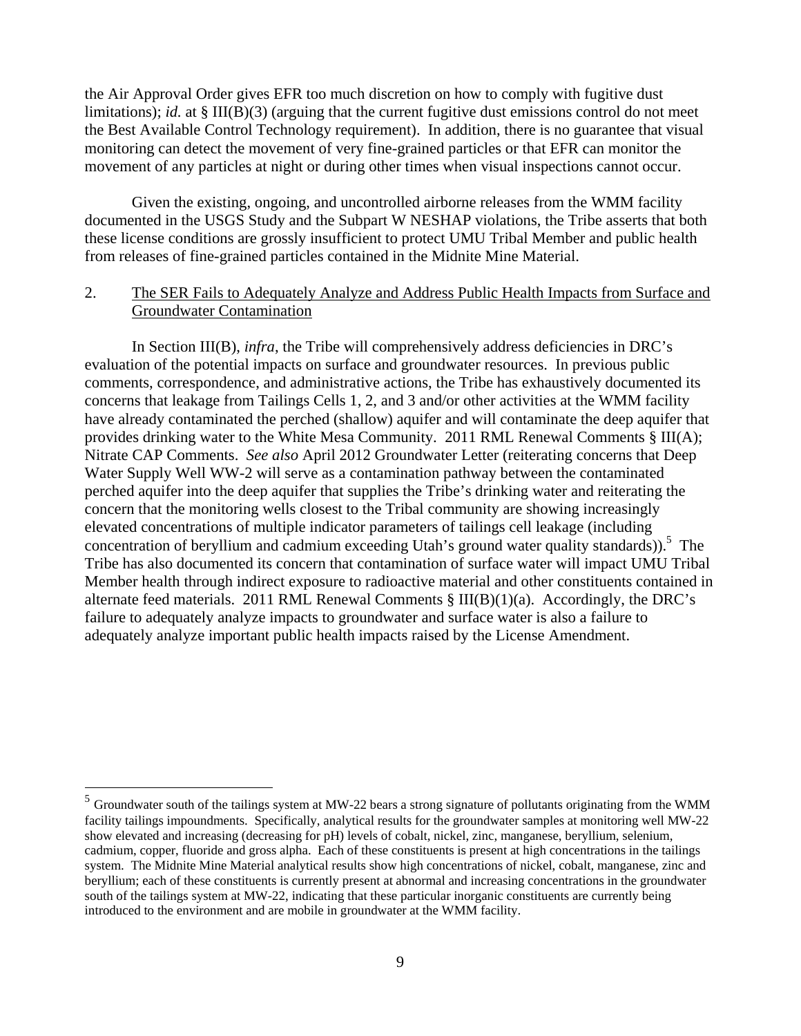the Air Approval Order gives EFR too much discretion on how to comply with fugitive dust limitations); *id*. at § III(B)(3) (arguing that the current fugitive dust emissions control do not meet the Best Available Control Technology requirement). In addition, there is no guarantee that visual monitoring can detect the movement of very fine-grained particles or that EFR can monitor the movement of any particles at night or during other times when visual inspections cannot occur.

Given the existing, ongoing, and uncontrolled airborne releases from the WMM facility documented in the USGS Study and the Subpart W NESHAP violations, the Tribe asserts that both these license conditions are grossly insufficient to protect UMU Tribal Member and public health from releases of fine-grained particles contained in the Midnite Mine Material.

2. <u>The SER Fails to Adequately Analyze and Address Public Health Impacts from Surface and Groundwater Contamination</u>

In Section III(B), *infra*, the Tribe will comprehensively address deficiencies in DRC's evaluation of the potential impacts on surface and groundwater resources. In previous public comments, correspondence, and administrative actions, the Tribe has exhaustively documented its concerns that leakage from Tailings Cells 1, 2, and 3 and/or other activities at the WMM facility have already contaminated the perched (shallow) aquifer and will contaminate the deep aquifer that provides drinking water to the White Mesa Community. 2011 RML Renewal Comments § III(A); Nitrate CAP Comments. *See also* April 2012 Groundwater Letter (reiterating concerns that Deep Water Supply Well WW-2 will serve as a contamination pathway between the contaminated perched aquifer into the deep aquifer that supplies the Tribe's drinking water and reiterating the concern that the monitoring wells closest to the Tribal community are showing increasingly elevated concentrations of multiple indicator parameters of tailings cell leakage (including concentration of beryllium and cadmium exceeding Utah's ground water quality standards)).[5] The Tribe has also documented its concern that contamination of surface water will impact UMU Tribal Member health through indirect exposure to radioactive material and other constituents contained in alternate feed materials. 2011 RML Renewal Comments § III(B)(1)(a). Accordingly, the DRC's failure to adequately analyze impacts to groundwater and surface water is also a failure to adequately analyze important public health impacts raised by the License Amendment.

---

[5] Groundwater south of the tailings system at MW-22 bears a strong signature of pollutants originating from the WMM facility tailings impoundments. Specifically, analytical results for the groundwater samples at monitoring well MW-22 show elevated and increasing (decreasing for pH) levels of cobalt, nickel, zinc, manganese, beryllium, selenium, cadmium, copper, fluoride and gross alpha. Each of these constituents is present at high concentrations in the tailings system. The Midnite Mine Material analytical results show high concentrations of nickel, cobalt, manganese, zinc and beryllium; each of these constituents is currently present at abnormal and increasing concentrations in the groundwater south of the tailings system at MW-22, indicating that these particular inorganic constituents are currently being introduced to the environment and are mobile in groundwater at the WMM facility.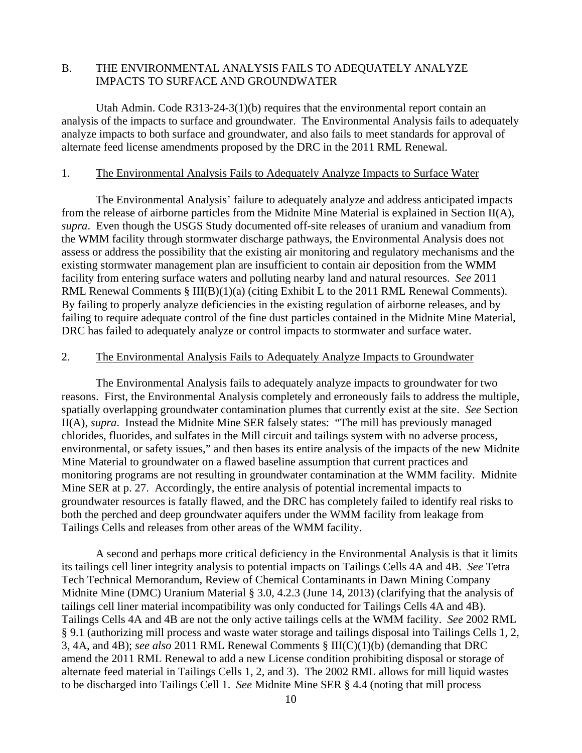## B. THE ENVIRONMENTAL ANALYSIS FAILS TO ADEQUATELY ANALYZE IMPACTS TO SURFACE AND GROUNDWATER

Utah Admin. Code R313-24-3(1)(b) requires that the environmental report contain an analysis of the impacts to surface and groundwater. The Environmental Analysis fails to adequately analyze impacts to both surface and groundwater, and also fails to meet standards for approval of alternate feed license amendments proposed by the DRC in the 2011 RML Renewal.

### 1. The Environmental Analysis Fails to Adequately Analyze Impacts to Surface Water

The Environmental Analysis' failure to adequately analyze and address anticipated impacts from the release of airborne particles from the Midnite Mine Material is explained in Section II(A), *supra*. Even though the USGS Study documented off-site releases of uranium and vanadium from the WMM facility through stormwater discharge pathways, the Environmental Analysis does not assess or address the possibility that the existing air monitoring and regulatory mechanisms and the existing stormwater management plan are insufficient to contain air deposition from the WMM facility from entering surface waters and polluting nearby land and natural resources. *See* 2011 RML Renewal Comments § III(B)(1)(a) (citing Exhibit L to the 2011 RML Renewal Comments). By failing to properly analyze deficiencies in the existing regulation of airborne releases, and by failing to require adequate control of the fine dust particles contained in the Midnite Mine Material, DRC has failed to adequately analyze or control impacts to stormwater and surface water.

### 2. The Environmental Analysis Fails to Adequately Analyze Impacts to Groundwater

The Environmental Analysis fails to adequately analyze impacts to groundwater for two reasons. First, the Environmental Analysis completely and erroneously fails to address the multiple, spatially overlapping groundwater contamination plumes that currently exist at the site. *See* Section II(A), *supra*. Instead the Midnite Mine SER falsely states: "The mill has previously managed chlorides, fluorides, and sulfates in the Mill circuit and tailings system with no adverse process, environmental, or safety issues," and then bases its entire analysis of the impacts of the new Midnite Mine Material to groundwater on a flawed baseline assumption that current practices and monitoring programs are not resulting in groundwater contamination at the WMM facility. Midnite Mine SER at p. 27. Accordingly, the entire analysis of potential incremental impacts to groundwater resources is fatally flawed, and the DRC has completely failed to identify real risks to both the perched and deep groundwater aquifers under the WMM facility from leakage from Tailings Cells and releases from other areas of the WMM facility.

A second and perhaps more critical deficiency in the Environmental Analysis is that it limits its tailings cell liner integrity analysis to potential impacts on Tailings Cells 4A and 4B. *See* Tetra Tech Technical Memorandum, Review of Chemical Contaminants in Dawn Mining Company Midnite Mine (DMC) Uranium Material § 3.0, 4.2.3 (June 14, 2013) (clarifying that the analysis of tailings cell liner material incompatibility was only conducted for Tailings Cells 4A and 4B). Tailings Cells 4A and 4B are not the only active tailings cells at the WMM facility. *See* 2002 RML § 9.1 (authorizing mill process and waste water storage and tailings disposal into Tailings Cells 1, 2, 3, 4A, and 4B); *see also* 2011 RML Renewal Comments § III(C)(1)(b) (demanding that DRC amend the 2011 RML Renewal to add a new License condition prohibiting disposal or storage of alternate feed material in Tailings Cells 1, 2, and 3). The 2002 RML allows for mill liquid wastes to be discharged into Tailings Cell 1. *See* Midnite Mine SER § 4.4 (noting that mill process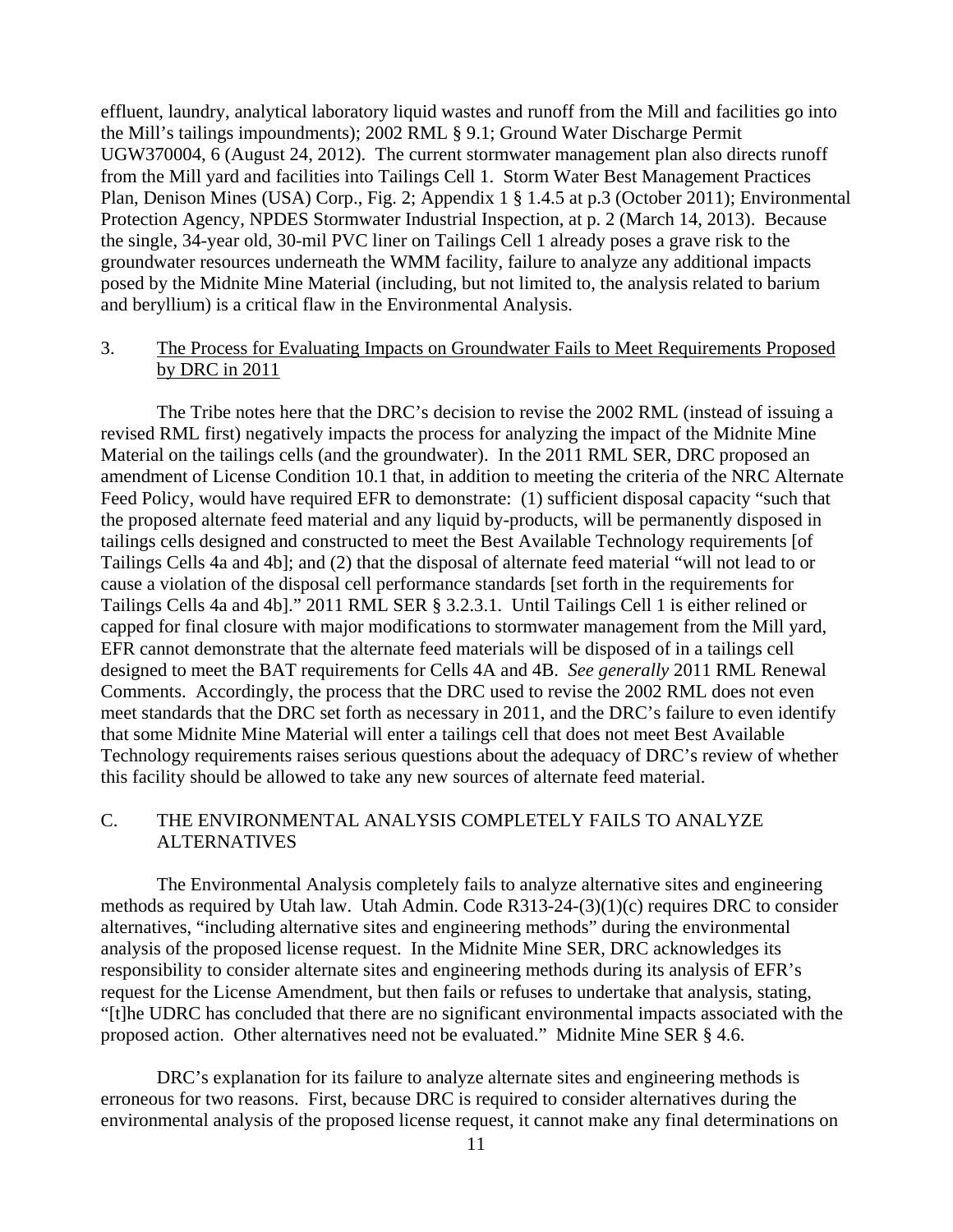effluent, laundry, analytical laboratory liquid wastes and runoff from the Mill and facilities go into the Mill's tailings impoundments); 2002 RML § 9.1; Ground Water Discharge Permit UGW370004, 6 (August 24, 2012). The current stormwater management plan also directs runoff from the Mill yard and facilities into Tailings Cell 1. Storm Water Best Management Practices Plan, Denison Mines (USA) Corp., Fig. 2; Appendix 1 § 1.4.5 at p.3 (October 2011); Environmental Protection Agency, NPDES Stormwater Industrial Inspection, at p. 2 (March 14, 2013). Because the single, 34-year old, 30-mil PVC liner on Tailings Cell 1 already poses a grave risk to the groundwater resources underneath the WMM facility, failure to analyze any additional impacts posed by the Midnite Mine Material (including, but not limited to, the analysis related to barium and beryllium) is a critical flaw in the Environmental Analysis.

### 3. The Process for Evaluating Impacts on Groundwater Fails to Meet Requirements Proposed by DRC in 2011

The Tribe notes here that the DRC's decision to revise the 2002 RML (instead of issuing a revised RML first) negatively impacts the process for analyzing the impact of the Midnite Mine Material on the tailings cells (and the groundwater). In the 2011 RML SER, DRC proposed an amendment of License Condition 10.1 that, in addition to meeting the criteria of the NRC Alternate Feed Policy, would have required EFR to demonstrate: (1) sufficient disposal capacity "such that the proposed alternate feed material and any liquid by-products, will be permanently disposed in tailings cells designed and constructed to meet the Best Available Technology requirements [of Tailings Cells 4a and 4b]; and (2) that the disposal of alternate feed material "will not lead to or cause a violation of the disposal cell performance standards [set forth in the requirements for Tailings Cells 4a and 4b]." 2011 RML SER § 3.2.3.1. Until Tailings Cell 1 is either relined or capped for final closure with major modifications to stormwater management from the Mill yard, EFR cannot demonstrate that the alternate feed materials will be disposed of in a tailings cell designed to meet the BAT requirements for Cells 4A and 4B. *See generally* 2011 RML Renewal Comments. Accordingly, the process that the DRC used to revise the 2002 RML does not even meet standards that the DRC set forth as necessary in 2011, and the DRC's failure to even identify that some Midnite Mine Material will enter a tailings cell that does not meet Best Available Technology requirements raises serious questions about the adequacy of DRC's review of whether this facility should be allowed to take any new sources of alternate feed material.

## C. THE ENVIRONMENTAL ANALYSIS COMPLETELY FAILS TO ANALYZE ALTERNATIVES

The Environmental Analysis completely fails to analyze alternative sites and engineering methods as required by Utah law. Utah Admin. Code R313-24-(3)(1)(c) requires DRC to consider alternatives, "including alternative sites and engineering methods" during the environmental analysis of the proposed license request. In the Midnite Mine SER, DRC acknowledges its responsibility to consider alternate sites and engineering methods during its analysis of EFR's request for the License Amendment, but then fails or refuses to undertake that analysis, stating, "[t]he UDRC has concluded that there are no significant environmental impacts associated with the proposed action. Other alternatives need not be evaluated." Midnite Mine SER § 4.6.

DRC's explanation for its failure to analyze alternate sites and engineering methods is erroneous for two reasons. First, because DRC is required to consider alternatives during the environmental analysis of the proposed license request, it cannot make any final determinations on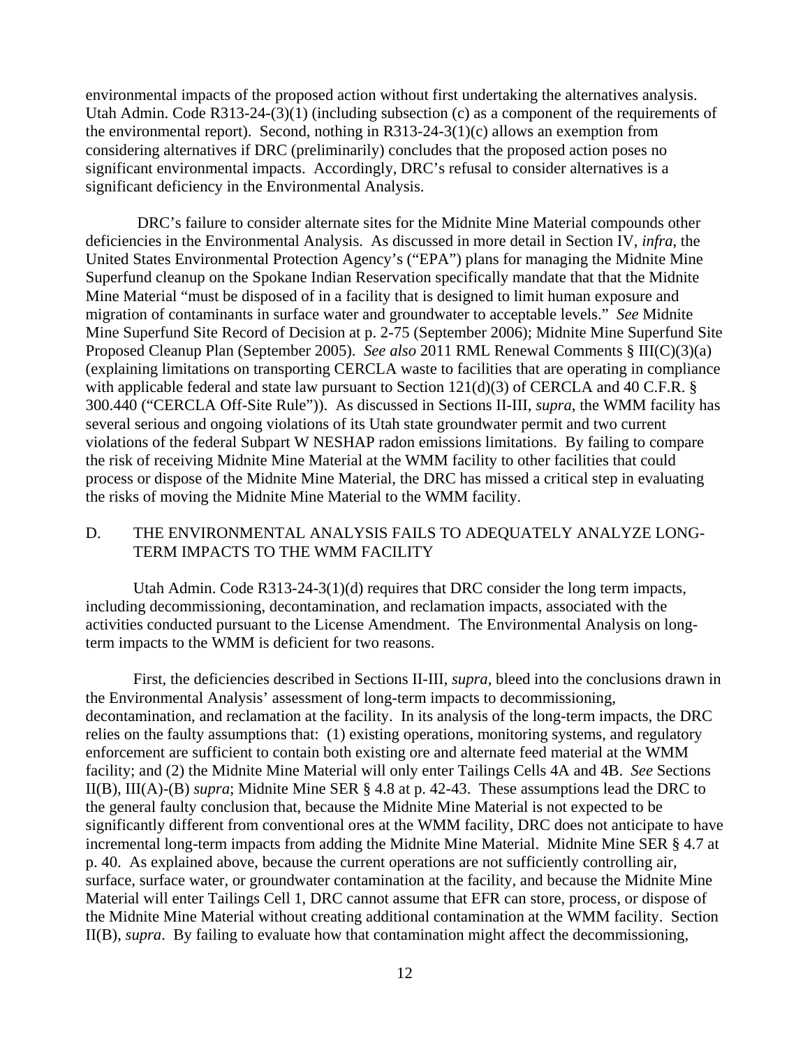environmental impacts of the proposed action without first undertaking the alternatives analysis. Utah Admin. Code R313-24-(3)(1) (including subsection (c) as a component of the requirements of the environmental report). Second, nothing in R313-24-3(1)(c) allows an exemption from considering alternatives if DRC (preliminarily) concludes that the proposed action poses no significant environmental impacts. Accordingly, DRC's refusal to consider alternatives is a significant deficiency in the Environmental Analysis.

DRC's failure to consider alternate sites for the Midnite Mine Material compounds other deficiencies in the Environmental Analysis. As discussed in more detail in Section IV, *infra*, the United States Environmental Protection Agency's ("EPA") plans for managing the Midnite Mine Superfund cleanup on the Spokane Indian Reservation specifically mandate that that the Midnite Mine Material "must be disposed of in a facility that is designed to limit human exposure and migration of contaminants in surface water and groundwater to acceptable levels." *See* Midnite Mine Superfund Site Record of Decision at p. 2-75 (September 2006); Midnite Mine Superfund Site Proposed Cleanup Plan (September 2005). *See also* 2011 RML Renewal Comments § III(C)(3)(a) (explaining limitations on transporting CERCLA waste to facilities that are operating in compliance with applicable federal and state law pursuant to Section 121(d)(3) of CERCLA and 40 C.F.R. § 300.440 ("CERCLA Off-Site Rule")). As discussed in Sections II-III, *supra*, the WMM facility has several serious and ongoing violations of its Utah state groundwater permit and two current violations of the federal Subpart W NESHAP radon emissions limitations. By failing to compare the risk of receiving Midnite Mine Material at the WMM facility to other facilities that could process or dispose of the Midnite Mine Material, the DRC has missed a critical step in evaluating the risks of moving the Midnite Mine Material to the WMM facility.

## D. THE ENVIRONMENTAL ANALYSIS FAILS TO ADEQUATELY ANALYZE LONG-TERM IMPACTS TO THE WMM FACILITY

Utah Admin. Code R313-24-3(1)(d) requires that DRC consider the long term impacts, including decommissioning, decontamination, and reclamation impacts, associated with the activities conducted pursuant to the License Amendment. The Environmental Analysis on long-term impacts to the WMM is deficient for two reasons.

First, the deficiencies described in Sections II-III, *supra*, bleed into the conclusions drawn in the Environmental Analysis' assessment of long-term impacts to decommissioning, decontamination, and reclamation at the facility. In its analysis of the long-term impacts, the DRC relies on the faulty assumptions that: (1) existing operations, monitoring systems, and regulatory enforcement are sufficient to contain both existing ore and alternate feed material at the WMM facility; and (2) the Midnite Mine Material will only enter Tailings Cells 4A and 4B. *See* Sections II(B), III(A)-(B) *supra*; Midnite Mine SER § 4.8 at p. 42-43. These assumptions lead the DRC to the general faulty conclusion that, because the Midnite Mine Material is not expected to be significantly different from conventional ores at the WMM facility, DRC does not anticipate to have incremental long-term impacts from adding the Midnite Mine Material. Midnite Mine SER § 4.7 at p. 40. As explained above, because the current operations are not sufficiently controlling air, surface, surface water, or groundwater contamination at the facility, and because the Midnite Mine Material will enter Tailings Cell 1, DRC cannot assume that EFR can store, process, or dispose of the Midnite Mine Material without creating additional contamination at the WMM facility. Section II(B), *supra*. By failing to evaluate how that contamination might affect the decommissioning,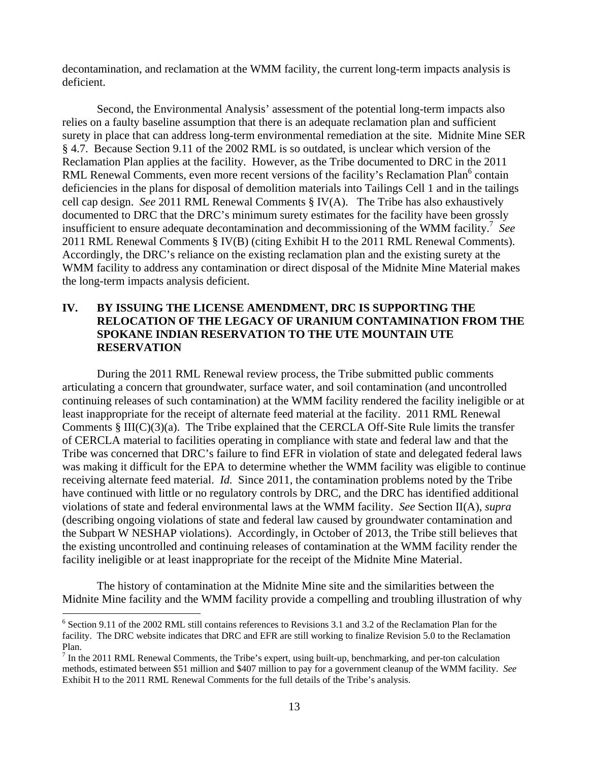decontamination, and reclamation at the WMM facility, the current long-term impacts analysis is deficient.

Second, the Environmental Analysis' assessment of the potential long-term impacts also relies on a faulty baseline assumption that there is an adequate reclamation plan and sufficient surety in place that can address long-term environmental remediation at the site. Midnite Mine SER § 4.7. Because Section 9.11 of the 2002 RML is so outdated, is unclear which version of the Reclamation Plan applies at the facility. However, as the Tribe documented to DRC in the 2011 RML Renewal Comments, even more recent versions of the facility's Reclamation Plan[6] contain deficiencies in the plans for disposal of demolition materials into Tailings Cell 1 and in the tailings cell cap design. *See* 2011 RML Renewal Comments § IV(A). The Tribe has also exhaustively documented to DRC that the DRC's minimum surety estimates for the facility have been grossly insufficient to ensure adequate decontamination and decommissioning of the WMM facility.[7] *See* 2011 RML Renewal Comments § IV(B) (citing Exhibit H to the 2011 RML Renewal Comments). Accordingly, the DRC's reliance on the existing reclamation plan and the existing surety at the WMM facility to address any contamination or direct disposal of the Midnite Mine Material makes the long-term impacts analysis deficient.

## IV. BY ISSUING THE LICENSE AMENDMENT, DRC IS SUPPORTING THE RELOCATION OF THE LEGACY OF URANIUM CONTAMINATION FROM THE SPOKANE INDIAN RESERVATION TO THE UTE MOUNTAIN UTE RESERVATION

During the 2011 RML Renewal review process, the Tribe submitted public comments articulating a concern that groundwater, surface water, and soil contamination (and uncontrolled continuing releases of such contamination) at the WMM facility rendered the facility ineligible or at least inappropriate for the receipt of alternate feed material at the facility. 2011 RML Renewal Comments § III(C)(3)(a). The Tribe explained that the CERCLA Off-Site Rule limits the transfer of CERCLA material to facilities operating in compliance with state and federal law and that the Tribe was concerned that DRC's failure to find EFR in violation of state and delegated federal laws was making it difficult for the EPA to determine whether the WMM facility was eligible to continue receiving alternate feed material. *Id.* Since 2011, the contamination problems noted by the Tribe have continued with little or no regulatory controls by DRC, and the DRC has identified additional violations of state and federal environmental laws at the WMM facility. *See* Section II(A), *supra* (describing ongoing violations of state and federal law caused by groundwater contamination and the Subpart W NESHAP violations). Accordingly, in October of 2013, the Tribe still believes that the existing uncontrolled and continuing releases of contamination at the WMM facility render the facility ineligible or at least inappropriate for the receipt of the Midnite Mine Material.

The history of contamination at the Midnite Mine site and the similarities between the Midnite Mine facility and the WMM facility provide a compelling and troubling illustration of why

---

[6] Section 9.11 of the 2002 RML still contains references to Revisions 3.1 and 3.2 of the Reclamation Plan for the facility. The DRC website indicates that DRC and EFR are still working to finalize Revision 5.0 to the Reclamation Plan.

[7] In the 2011 RML Renewal Comments, the Tribe's expert, using built-up, benchmarking, and per-ton calculation methods, estimated between $51 million and $407 million to pay for a government cleanup of the WMM facility. *See* Exhibit H to the 2011 RML Renewal Comments for the full details of the Tribe's analysis.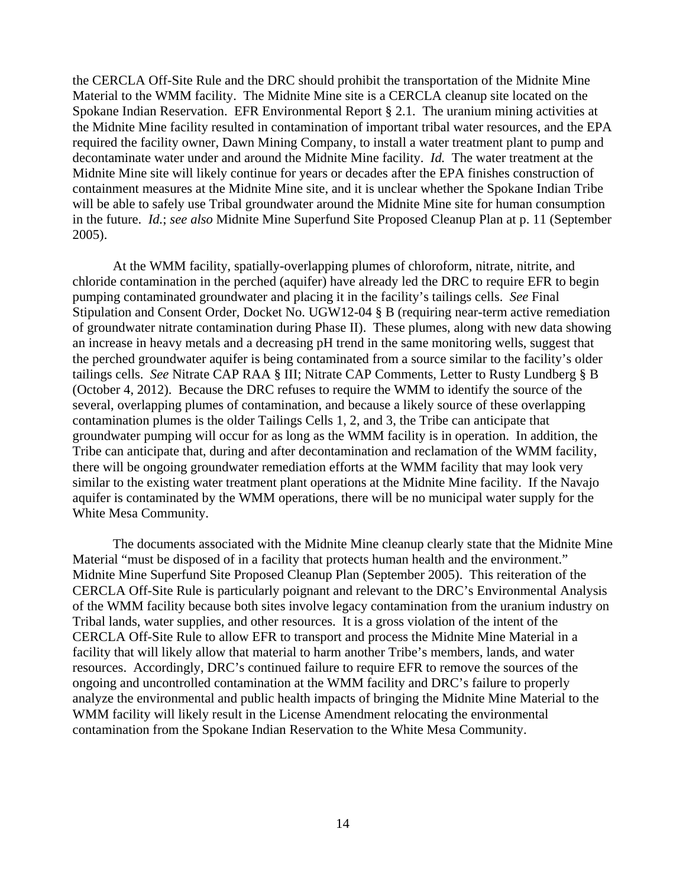the CERCLA Off-Site Rule and the DRC should prohibit the transportation of the Midnite Mine Material to the WMM facility. The Midnite Mine site is a CERCLA cleanup site located on the Spokane Indian Reservation. EFR Environmental Report § 2.1. The uranium mining activities at the Midnite Mine facility resulted in contamination of important tribal water resources, and the EPA required the facility owner, Dawn Mining Company, to install a water treatment plant to pump and decontaminate water under and around the Midnite Mine facility. *Id.* The water treatment at the Midnite Mine site will likely continue for years or decades after the EPA finishes construction of containment measures at the Midnite Mine site, and it is unclear whether the Spokane Indian Tribe will be able to safely use Tribal groundwater around the Midnite Mine site for human consumption in the future. *Id.*; *see also* Midnite Mine Superfund Site Proposed Cleanup Plan at p. 11 (September 2005).

At the WMM facility, spatially-overlapping plumes of chloroform, nitrate, nitrite, and chloride contamination in the perched (aquifer) have already led the DRC to require EFR to begin pumping contaminated groundwater and placing it in the facility's tailings cells. *See* Final Stipulation and Consent Order, Docket No. UGW12-04 § B (requiring near-term active remediation of groundwater nitrate contamination during Phase II). These plumes, along with new data showing an increase in heavy metals and a decreasing pH trend in the same monitoring wells, suggest that the perched groundwater aquifer is being contaminated from a source similar to the facility's older tailings cells. *See* Nitrate CAP RAA § III; Nitrate CAP Comments, Letter to Rusty Lundberg § B (October 4, 2012). Because the DRC refuses to require the WMM to identify the source of the several, overlapping plumes of contamination, and because a likely source of these overlapping contamination plumes is the older Tailings Cells 1, 2, and 3, the Tribe can anticipate that groundwater pumping will occur for as long as the WMM facility is in operation. In addition, the Tribe can anticipate that, during and after decontamination and reclamation of the WMM facility, there will be ongoing groundwater remediation efforts at the WMM facility that may look very similar to the existing water treatment plant operations at the Midnite Mine facility. If the Navajo aquifer is contaminated by the WMM operations, there will be no municipal water supply for the White Mesa Community.

The documents associated with the Midnite Mine cleanup clearly state that the Midnite Mine Material "must be disposed of in a facility that protects human health and the environment." Midnite Mine Superfund Site Proposed Cleanup Plan (September 2005). This reiteration of the CERCLA Off-Site Rule is particularly poignant and relevant to the DRC's Environmental Analysis of the WMM facility because both sites involve legacy contamination from the uranium industry on Tribal lands, water supplies, and other resources. It is a gross violation of the intent of the CERCLA Off-Site Rule to allow EFR to transport and process the Midnite Mine Material in a facility that will likely allow that material to harm another Tribe's members, lands, and water resources. Accordingly, DRC's continued failure to require EFR to remove the sources of the ongoing and uncontrolled contamination at the WMM facility and DRC's failure to properly analyze the environmental and public health impacts of bringing the Midnite Mine Material to the WMM facility will likely result in the License Amendment relocating the environmental contamination from the Spokane Indian Reservation to the White Mesa Community.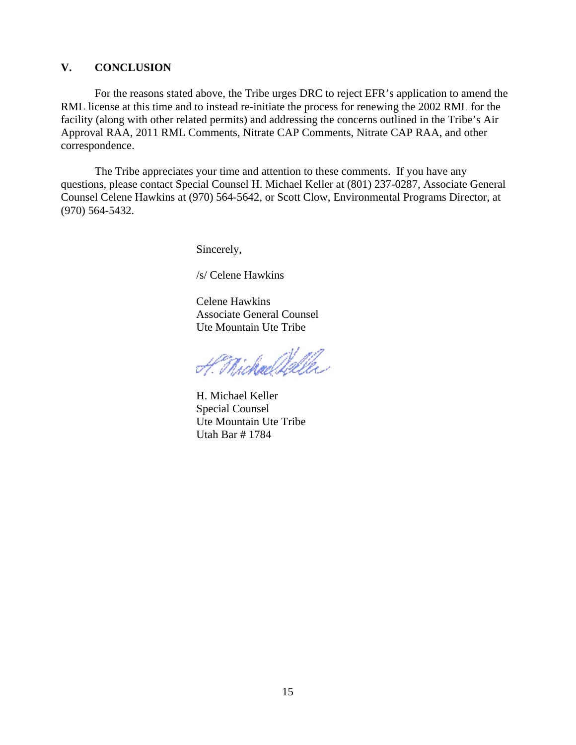## V. CONCLUSION

For the reasons stated above, the Tribe urges DRC to reject EFR's application to amend the RML license at this time and to instead re-initiate the process for renewing the 2002 RML for the facility (along with other related permits) and addressing the concerns outlined in the Tribe's Air Approval RAA, 2011 RML Comments, Nitrate CAP Comments, Nitrate CAP RAA, and other correspondence.

The Tribe appreciates your time and attention to these comments. If you have any questions, please contact Special Counsel H. Michael Keller at (801) 237-0287, Associate General Counsel Celene Hawkins at (970) 564-5642, or Scott Clow, Environmental Programs Director, at (970) 564-5432.

Sincerely,

/s/ Celene Hawkins

Celene Hawkins
Associate General Counsel
Ute Mountain Ute Tribe

H. Michael Keller
Special Counsel
Ute Mountain Ute Tribe
Utah Bar # 1784